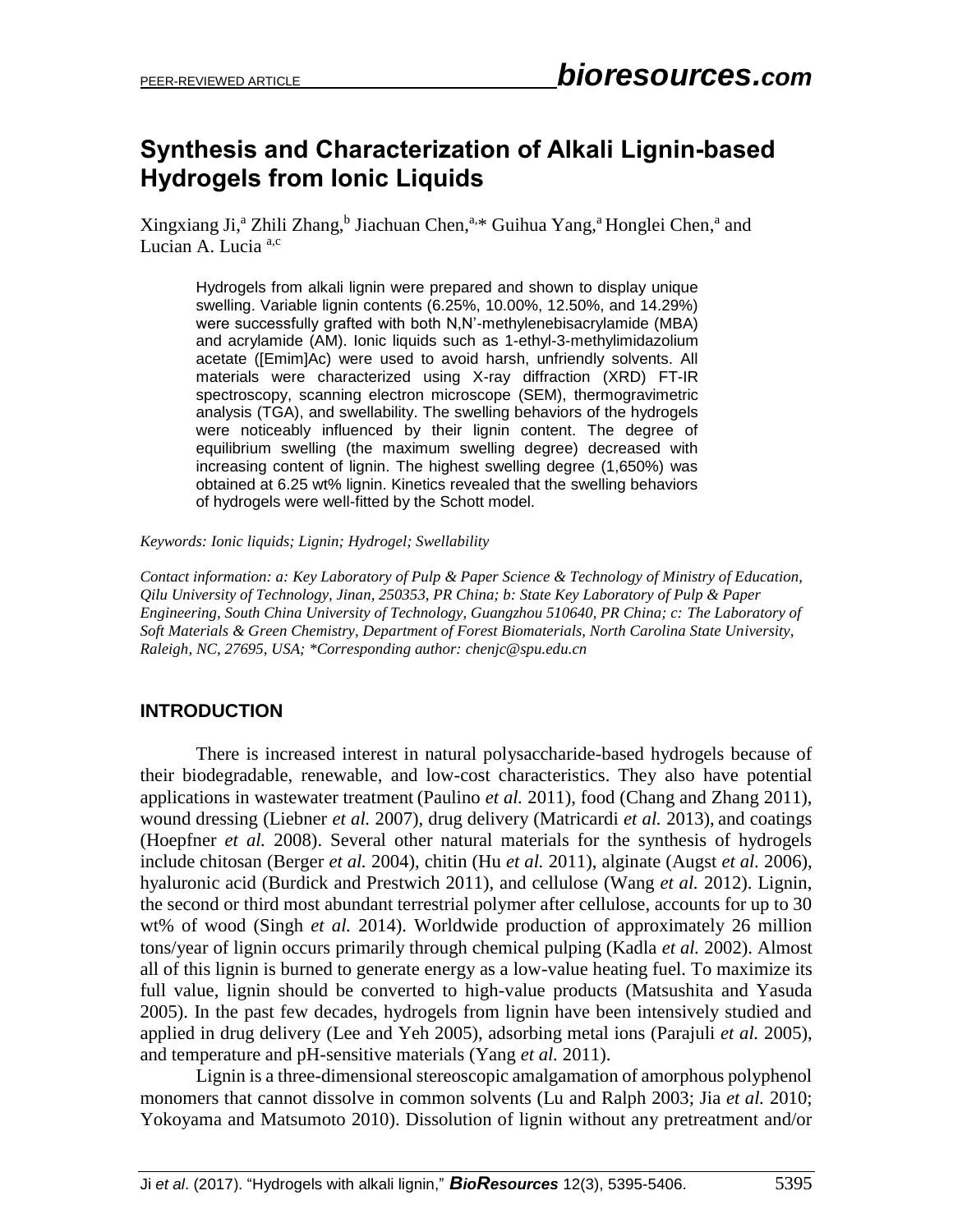# Synthesis and Characterization of Alkali Lignin-based Hydrogels from Ionic Liquids

Xingxiang Ji,[a] Zhili Zhang,[b] Jiachuan Chen,[a,*] Guihua Yang,[a] Honglei Chen,[a] and Lucian A. Lucia [a,c]

Hydrogels from alkali lignin were prepared and shown to display unique swelling. Variable lignin contents (6.25%, 10.00%, 12.50%, and 14.29%) were successfully grafted with both N,N'-methylenebisacrylamide (MBA) and acrylamide (AM). Ionic liquids such as 1-ethyl-3-methylimidazolium acetate ([Emim]Ac) were used to avoid harsh, unfriendly solvents. All materials were characterized using X-ray diffraction (XRD) FT-IR spectroscopy, scanning electron microscope (SEM), thermogravimetric analysis (TGA), and swellability. The swelling behaviors of the hydrogels were noticeably influenced by their lignin content. The degree of equilibrium swelling (the maximum swelling degree) decreased with increasing content of lignin. The highest swelling degree (1,650%) was obtained at 6.25 wt% lignin. Kinetics revealed that the swelling behaviors of hydrogels were well-fitted by the Schott model.

*Keywords: Ionic liquids; Lignin; Hydrogel; Swellability*

*Contact information: a: Key Laboratory of Pulp & Paper Science & Technology of Ministry of Education, Qilu University of Technology, Jinan, 250353, PR China; b: State Key Laboratory of Pulp & Paper Engineering, South China University of Technology, Guangzhou 510640, PR China; c: The Laboratory of Soft Materials & Green Chemistry, Department of Forest Biomaterials, North Carolina State University, Raleigh, NC, 27695, USA; *Corresponding author: chenjc@spu.edu.cn*

## INTRODUCTION

There is increased interest in natural polysaccharide-based hydrogels because of their biodegradable, renewable, and low-cost characteristics. They also have potential applications in wastewater treatment (Paulino *et al.* 2011), food (Chang and Zhang 2011), wound dressing (Liebner *et al.* 2007), drug delivery (Matricardi *et al.* 2013), and coatings (Hoepfner *et al.* 2008). Several other natural materials for the synthesis of hydrogels include chitosan (Berger *et al.* 2004), chitin (Hu *et al.* 2011), alginate (Augst *et al.* 2006), hyaluronic acid (Burdick and Prestwich 2011), and cellulose (Wang *et al.* 2012). Lignin, the second or third most abundant terrestrial polymer after cellulose, accounts for up to 30 wt% of wood (Singh *et al.* 2014). Worldwide production of approximately 26 million tons/year of lignin occurs primarily through chemical pulping (Kadla *et al.* 2002). Almost all of this lignin is burned to generate energy as a low-value heating fuel. To maximize its full value, lignin should be converted to high-value products (Matsushita and Yasuda 2005). In the past few decades, hydrogels from lignin have been intensively studied and applied in drug delivery (Lee and Yeh 2005), adsorbing metal ions (Parajuli *et al.* 2005), and temperature and pH-sensitive materials (Yang *et al.* 2011).

Lignin is a three-dimensional stereoscopic amalgamation of amorphous polyphenol monomers that cannot dissolve in common solvents (Lu and Ralph 2003; Jia *et al.* 2010; Yokoyama and Matsumoto 2010). Dissolution of lignin without any pretreatment and/or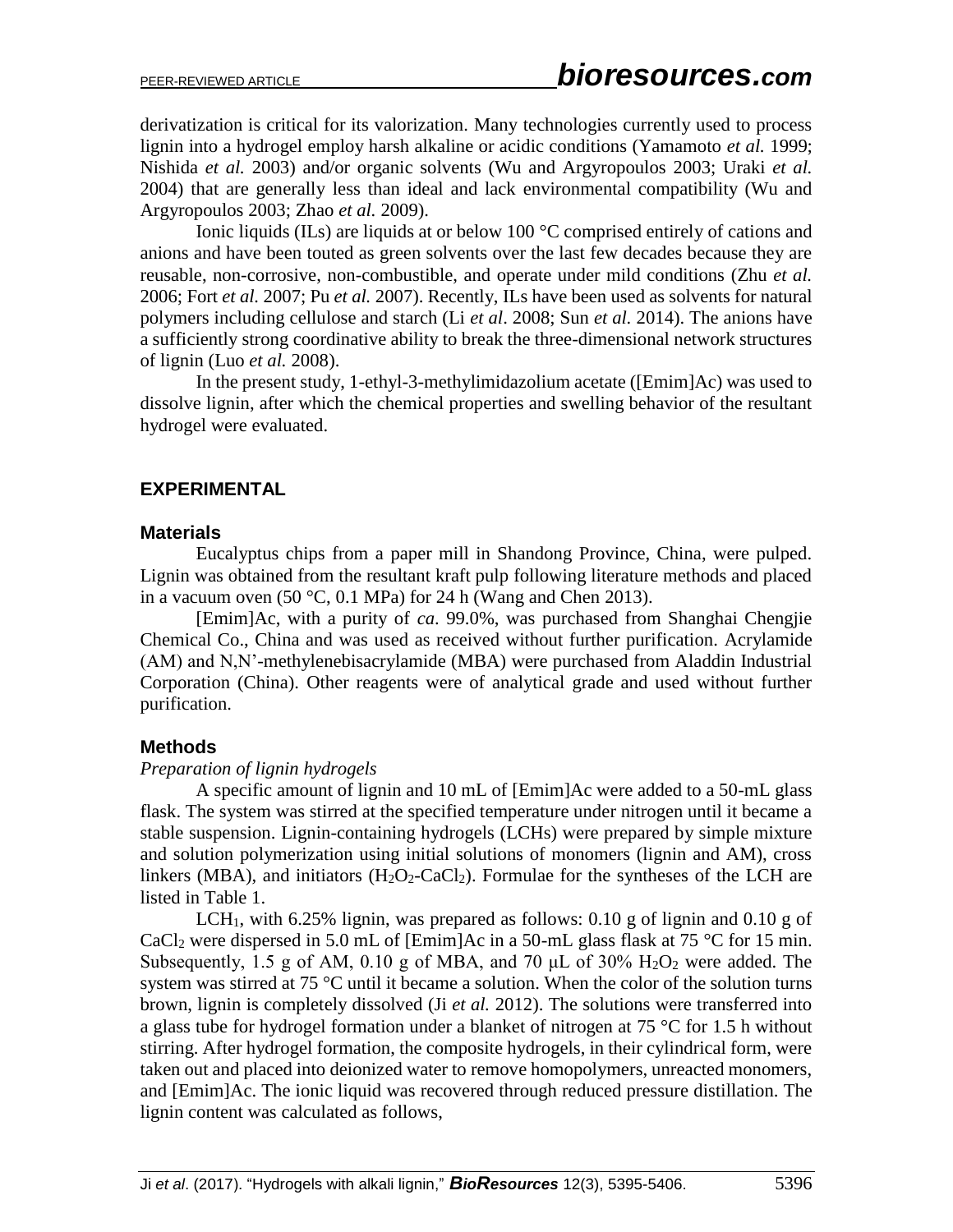derivatization is critical for its valorization. Many technologies currently used to process lignin into a hydrogel employ harsh alkaline or acidic conditions (Yamamoto *et al.* 1999; Nishida *et al.* 2003) and/or organic solvents (Wu and Argyropoulos 2003; Uraki *et al.* 2004) that are generally less than ideal and lack environmental compatibility (Wu and Argyropoulos 2003; Zhao *et al.* 2009).

Ionic liquids (ILs) are liquids at or below 100 °C comprised entirely of cations and anions and have been touted as green solvents over the last few decades because they are reusable, non-corrosive, non-combustible, and operate under mild conditions (Zhu *et al.* 2006; Fort *et al.* 2007; Pu *et al.* 2007). Recently, ILs have been used as solvents for natural polymers including cellulose and starch (Li *et al*. 2008; Sun *et al*. 2014). The anions have a sufficiently strong coordinative ability to break the three-dimensional network structures of lignin (Luo *et al.* 2008).

In the present study, 1-ethyl-3-methylimidazolium acetate ([Emim]Ac) was used to dissolve lignin, after which the chemical properties and swelling behavior of the resultant hydrogel were evaluated.

## EXPERIMENTAL

### Materials

Eucalyptus chips from a paper mill in Shandong Province, China, were pulped. Lignin was obtained from the resultant kraft pulp following literature methods and placed in a vacuum oven (50 °C, 0.1 MPa) for 24 h (Wang and Chen 2013).

[Emim]Ac, with a purity of *ca*. 99.0%, was purchased from Shanghai Chengjie Chemical Co., China and was used as received without further purification. Acrylamide (AM) and N,N'-methylenebisacrylamide (MBA) were purchased from Aladdin Industrial Corporation (China). Other reagents were of analytical grade and used without further purification.

### Methods

*Preparation of lignin hydrogels*

A specific amount of lignin and 10 mL of [Emim]Ac were added to a 50-mL glass flask. The system was stirred at the specified temperature under nitrogen until it became a stable suspension. Lignin-containing hydrogels (LCHs) were prepared by simple mixture and solution polymerization using initial solutions of monomers (lignin and AM), cross linkers (MBA), and initiators ($H_2O_2$-$CaCl_2$). Formulae for the syntheses of the LCH are listed in Table 1.

$LCH_1$, with 6.25% lignin, was prepared as follows: 0.10 g of lignin and 0.10 g of $CaCl_2$ were dispersed in 5.0 mL of [Emim]Ac in a 50-mL glass flask at 75 °C for 15 min. Subsequently, 1.5 g of AM, 0.10 g of MBA, and 70 μL of 30% $H_2O_2$ were added. The system was stirred at 75 °C until it became a solution. When the color of the solution turns brown, lignin is completely dissolved (Ji *et al.* 2012). The solutions were transferred into a glass tube for hydrogel formation under a blanket of nitrogen at 75 °C for 1.5 h without stirring. After hydrogel formation, the composite hydrogels, in their cylindrical form, were taken out and placed into deionized water to remove homopolymers, unreacted monomers, and [Emim]Ac. The ionic liquid was recovered through reduced pressure distillation. The lignin content was calculated as follows,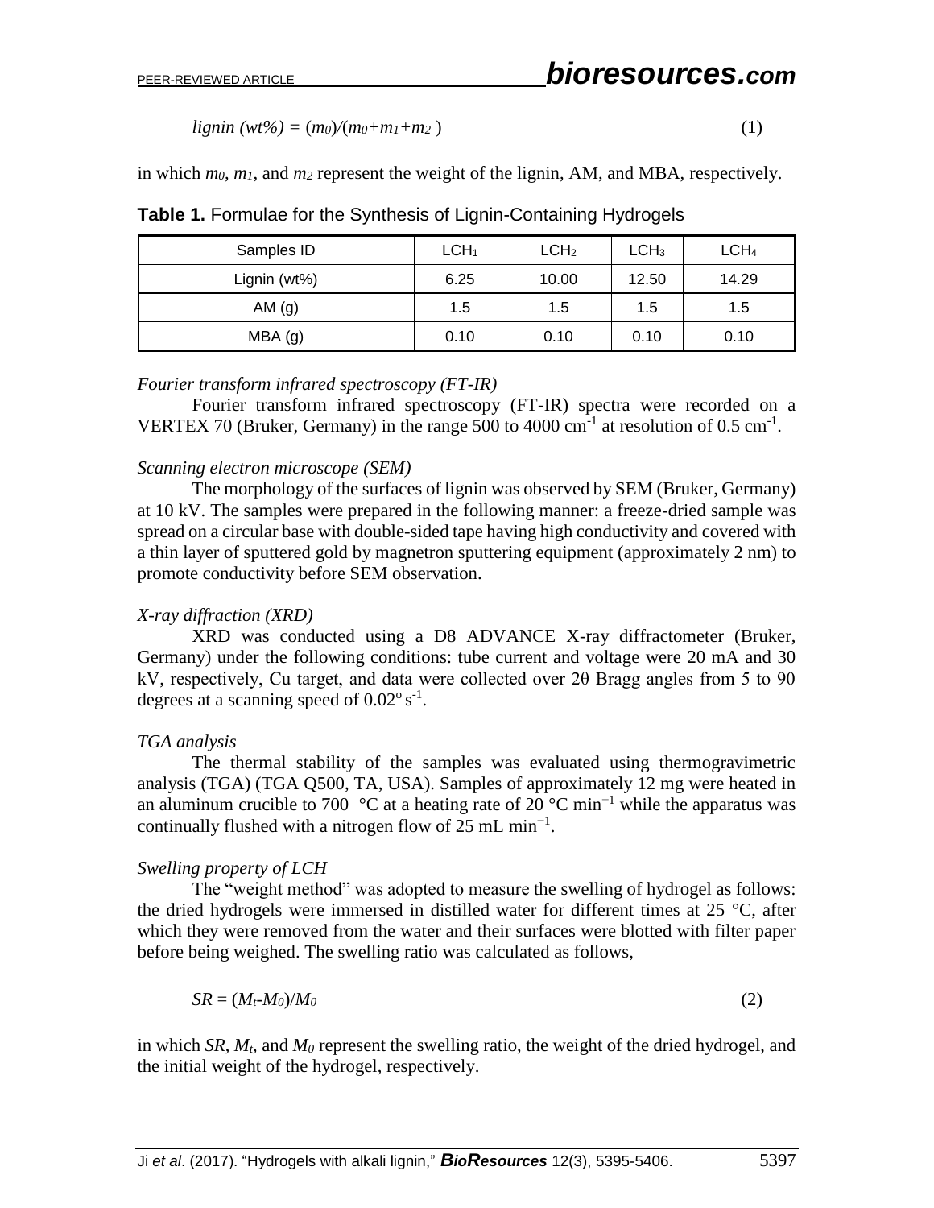$$lignin\ (wt\%) = (m_0)/(m_0+m_1+m_2\ ) \tag{1}$$

in which $m_0$, $m_1$, and $m_2$ represent the weight of the lignin, AM, and MBA, respectively.

**Table 1.** Formulae for the Synthesis of Lignin-Containing Hydrogels

| Samples ID | $LCH_1$ | $LCH_2$ | $LCH_3$ | $LCH_4$ |
|---|---|---|---|---|
| Lignin (wt%) | 6.25 | 10.00 | 12.50 | 14.29 |
| AM (g) | 1.5 | 1.5 | 1.5 | 1.5 |
| MBA (g) | 0.10 | 0.10 | 0.10 | 0.10 |

*Fourier transform infrared spectroscopy (FT-IR)*

Fourier transform infrared spectroscopy (FT-IR) spectra were recorded on a VERTEX 70 (Bruker, Germany) in the range 500 to 4000 $cm^{-1}$ at resolution of 0.5 $cm^{-1}$.

*Scanning electron microscope (SEM)*

The morphology of the surfaces of lignin was observed by SEM (Bruker, Germany) at 10 kV. The samples were prepared in the following manner: a freeze-dried sample was spread on a circular base with double-sided tape having high conductivity and covered with a thin layer of sputtered gold by magnetron sputtering equipment (approximately 2 nm) to promote conductivity before SEM observation.

*X-ray diffraction (XRD)*

XRD was conducted using a D8 ADVANCE X-ray diffractometer (Bruker, Germany) under the following conditions: tube current and voltage were 20 mA and 30 kV, respectively, Cu target, and data were collected over 2θ Bragg angles from 5 to 90 degrees at a scanning speed of $0.02^{o}\ s^{-1}$.

*TGA analysis*

The thermal stability of the samples was evaluated using thermogravimetric analysis (TGA) (TGA Q500, TA, USA). Samples of approximately 12 mg were heated in an aluminum crucible to 700 °C at a heating rate of 20 °C $min^{-1}$ while the apparatus was continually flushed with a nitrogen flow of 25 mL $min^{-1}$.

*Swelling property of LCH*

The "weight method" was adopted to measure the swelling of hydrogel as follows: the dried hydrogels were immersed in distilled water for different times at 25 °C, after which they were removed from the water and their surfaces were blotted with filter paper before being weighed. The swelling ratio was calculated as follows,

$$SR = (M_t\text{-}M_0)/M_0 \tag{2}$$

in which $SR$, $M_t$, and $M_0$ represent the swelling ratio, the weight of the dried hydrogel, and the initial weight of the hydrogel, respectively.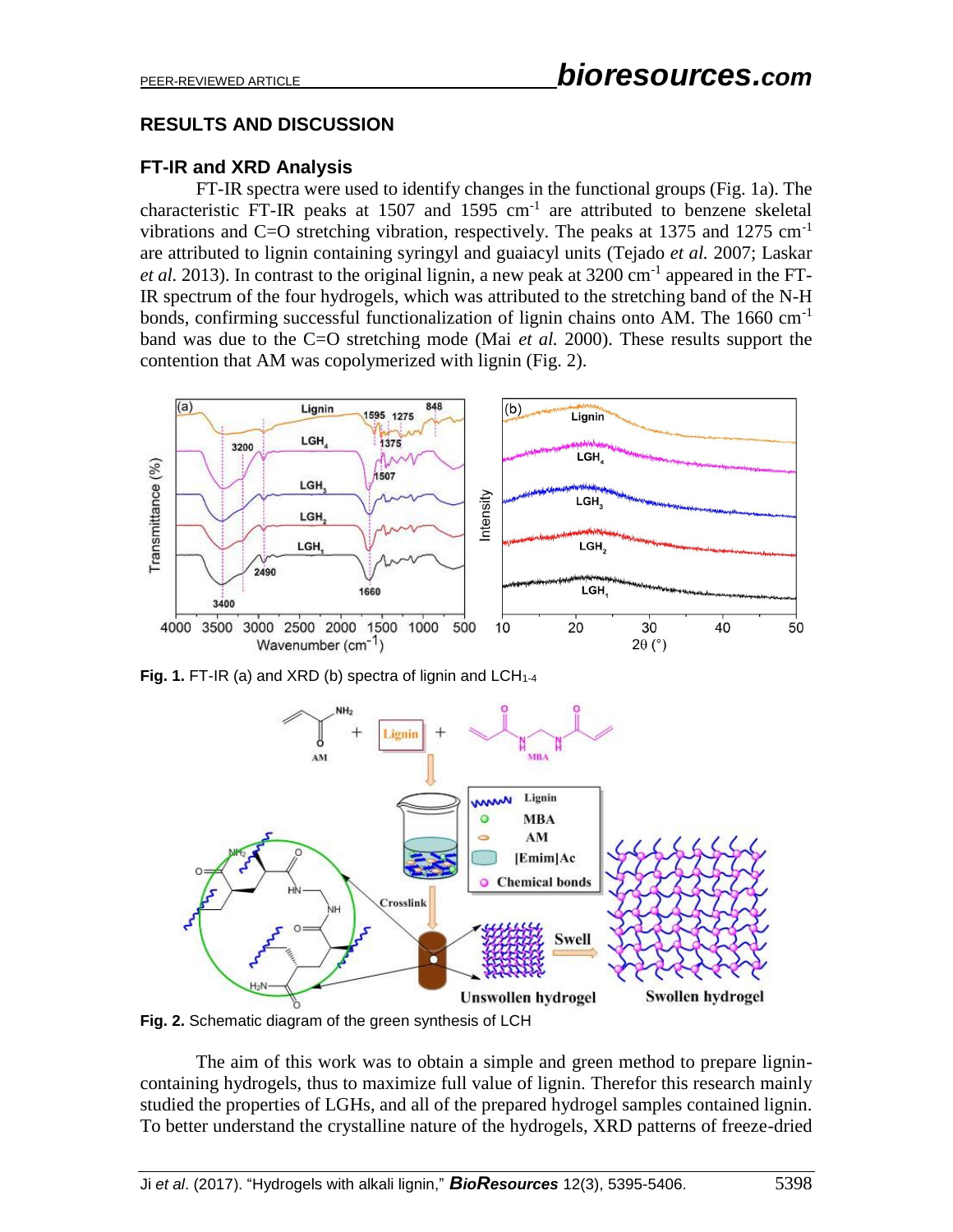## RESULTS AND DISCUSSION

### FT-IR and XRD Analysis

FT-IR spectra were used to identify changes in the functional groups (Fig. 1a). The characteristic FT-IR peaks at 1507 and 1595 $cm^{-1}$ are attributed to benzene skeletal vibrations and C=O stretching vibration, respectively. The peaks at 1375 and 1275 $cm^{-1}$ are attributed to lignin containing syringyl and guaiacyl units (Tejado *et al.* 2007; Laskar *et al.* 2013). In contrast to the original lignin, a new peak at 3200 $cm^{-1}$ appeared in the FT-IR spectrum of the four hydrogels, which was attributed to the stretching band of the N-H bonds, confirming successful functionalization of lignin chains onto AM. The 1660 $cm^{-1}$ band was due to the C=O stretching mode (Mai *et al.* 2000). These results support the contention that AM was copolymerized with lignin (Fig. 2).

**Fig. 1.** FT-IR (a) and XRD (b) spectra of lignin and $LCH_{1\text{-}4}$

**Fig. 2.** Schematic diagram of the green synthesis of LCH

The aim of this work was to obtain a simple and green method to prepare lignin-containing hydrogels, thus to maximize full value of lignin. Therefor this research mainly studied the properties of LGHs, and all of the prepared hydrogel samples contained lignin. To better understand the crystalline nature of the hydrogels, XRD patterns of freeze-dried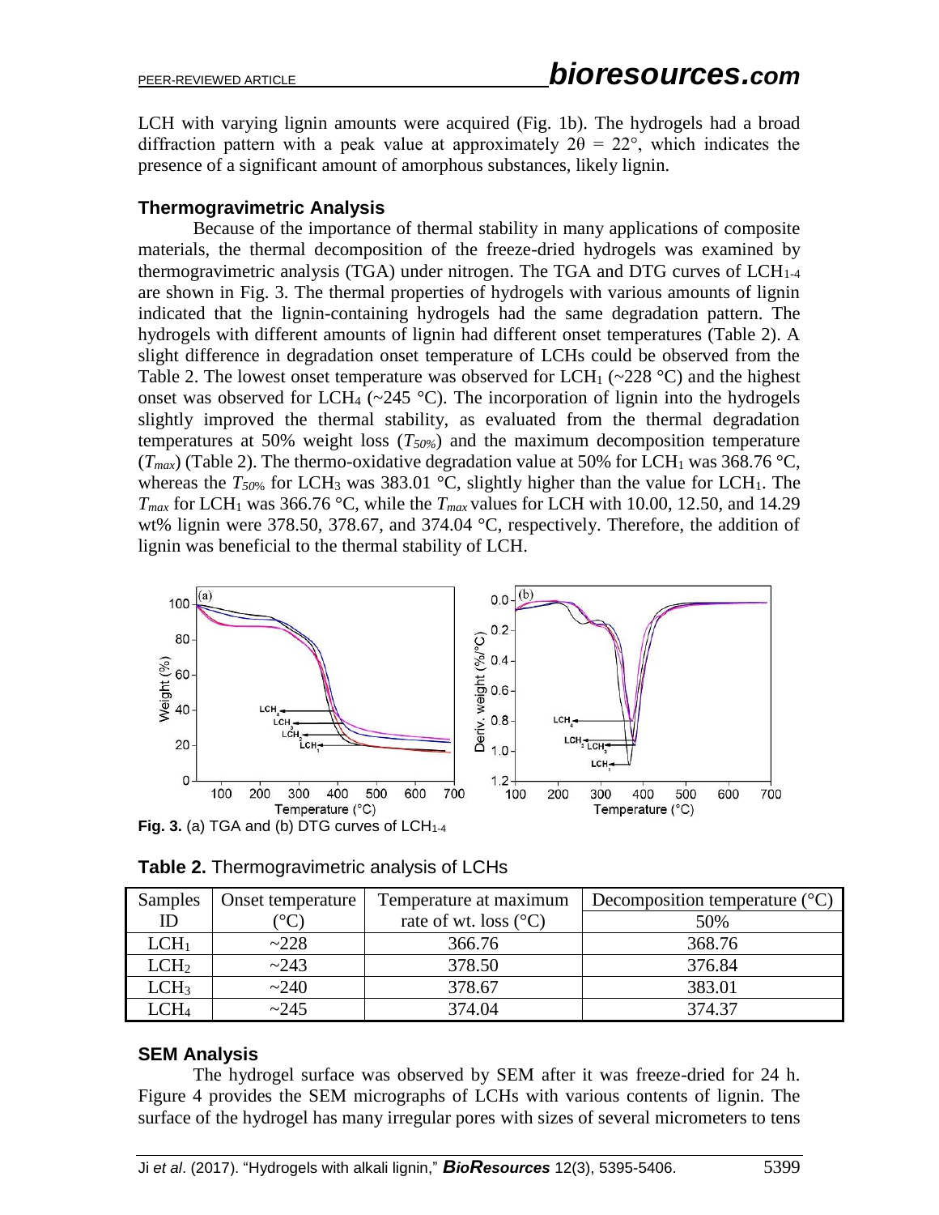LCH with varying lignin amounts were acquired (Fig. 1b). The hydrogels had a broad diffraction pattern with a peak value at approximately 2θ = 22°, which indicates the presence of a significant amount of amorphous substances, likely lignin.

### Thermogravimetric Analysis

Because of the importance of thermal stability in many applications of composite materials, the thermal decomposition of the freeze-dried hydrogels was examined by thermogravimetric analysis (TGA) under nitrogen. The TGA and DTG curves of $LCH_{1\text{-}4}$ are shown in Fig. 3. The thermal properties of hydrogels with various amounts of lignin indicated that the lignin-containing hydrogels had the same degradation pattern. The hydrogels with different amounts of lignin had different onset temperatures (Table 2). A slight difference in degradation onset temperature of LCHs could be observed from the Table 2. The lowest onset temperature was observed for $LCH_1$ (~228 °C) and the highest onset was observed for $LCH_4$ (~245 °C). The incorporation of lignin into the hydrogels slightly improved the thermal stability, as evaluated from the thermal degradation temperatures at 50% weight loss ($T_{50\%}$) and the maximum decomposition temperature ($T_{max}$) (Table 2). The thermo-oxidative degradation value at 50% for $LCH_1$ was 368.76 °C, whereas the $T_{50\%}$ for $LCH_3$ was 383.01 °C, slightly higher than the value for $LCH_1$. The $T_{max}$ for $LCH_1$ was 366.76 °C, while the $T_{max}$ values for LCH with 10.00, 12.50, and 14.29 wt% lignin were 378.50, 378.67, and 374.04 °C, respectively. Therefore, the addition of lignin was beneficial to the thermal stability of LCH.

**Fig. 3.** (a) TGA and (b) DTG curves of $LCH_{1\text{-}4}$

**Table 2.** Thermogravimetric analysis of LCHs

| Samples ID | Onset temperature (°C) | Temperature at maximum rate of wt. loss (°C) | Decomposition temperature (°C) 50% |
|---|---|---|---|
| $LCH_1$ | ~228 | 366.76 | 368.76 |
| $LCH_2$ | ~243 | 378.50 | 376.84 |
| $LCH_3$ | ~240 | 378.67 | 383.01 |
| $LCH_4$ | ~245 | 374.04 | 374.37 |

### SEM Analysis

The hydrogel surface was observed by SEM after it was freeze-dried for 24 h. Figure 4 provides the SEM micrographs of LCHs with various contents of lignin. The surface of the hydrogel has many irregular pores with sizes of several micrometers to tens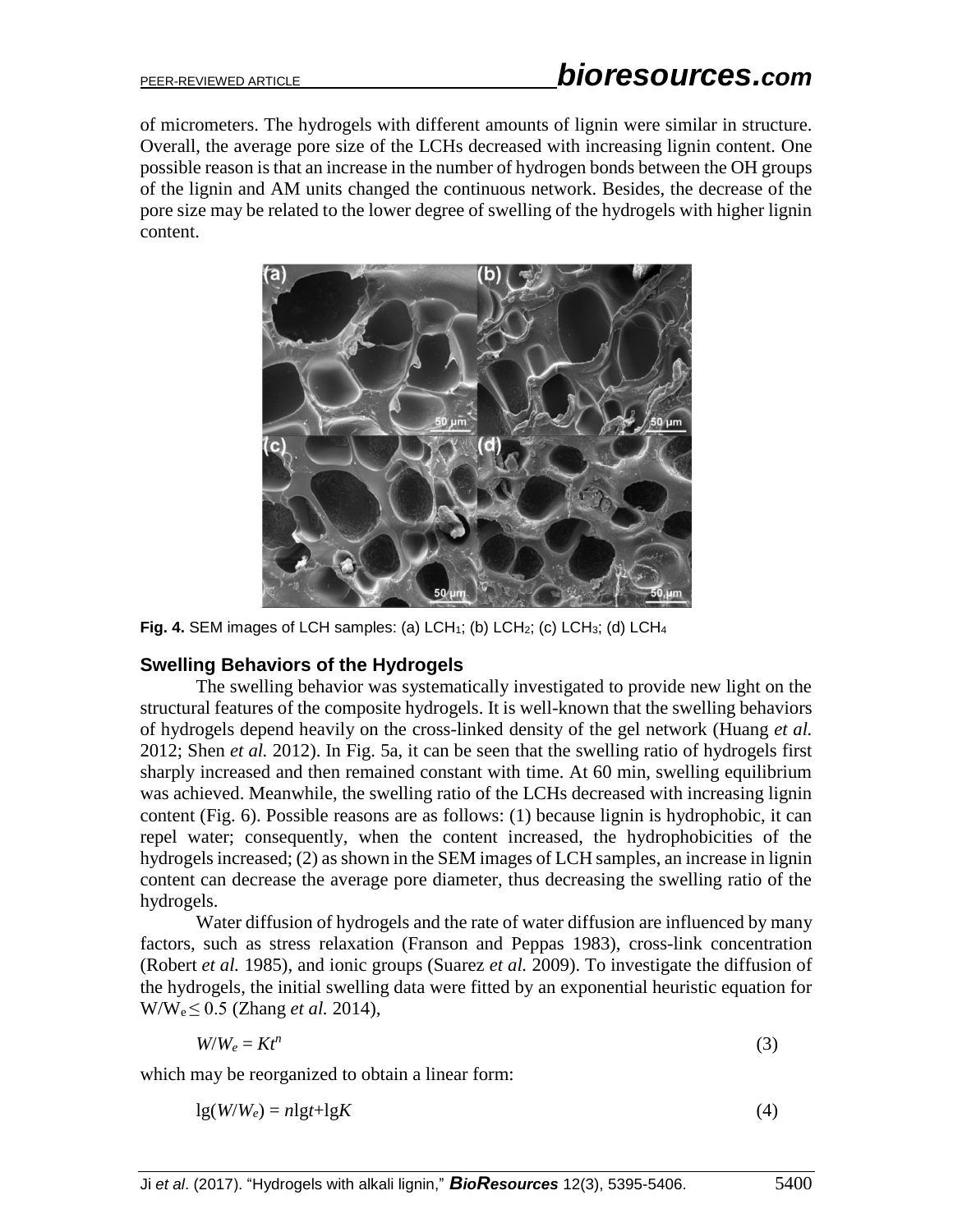of micrometers. The hydrogels with different amounts of lignin were similar in structure. Overall, the average pore size of the LCHs decreased with increasing lignin content. One possible reason is that an increase in the number of hydrogen bonds between the OH groups of the lignin and AM units changed the continuous network. Besides, the decrease of the pore size may be related to the lower degree of swelling of the hydrogels with higher lignin content.

**Fig. 4.** SEM images of LCH samples: (a) $LCH_1$; (b) $LCH_2$; (c) $LCH_3$; (d) $LCH_4$

### Swelling Behaviors of the Hydrogels

The swelling behavior was systematically investigated to provide new light on the structural features of the composite hydrogels. It is well-known that the swelling behaviors of hydrogels depend heavily on the cross-linked density of the gel network (Huang *et al.* 2012; Shen *et al.* 2012). In Fig. 5a, it can be seen that the swelling ratio of hydrogels first sharply increased and then remained constant with time. At 60 min, swelling equilibrium was achieved. Meanwhile, the swelling ratio of the LCHs decreased with increasing lignin content (Fig. 6). Possible reasons are as follows: (1) because lignin is hydrophobic, it can repel water; consequently, when the content increased, the hydrophobicities of the hydrogels increased; (2) as shown in the SEM images of LCH samples, an increase in lignin content can decrease the average pore diameter, thus decreasing the swelling ratio of the hydrogels.

Water diffusion of hydrogels and the rate of water diffusion are influenced by many factors, such as stress relaxation (Franson and Peppas 1983), cross-link concentration (Robert *et al.* 1985), and ionic groups (Suarez *et al.* 2009). To investigate the diffusion of the hydrogels, the initial swelling data were fitted by an exponential heuristic equation for $W/W_e \leq 0.5$ (Zhang *et al.* 2014),

$$W/W_e = Kt^n \tag{3}$$

which may be reorganized to obtain a linear form:

$$\lg(W/W_e) = n\lg t + \lg K \tag{4}$$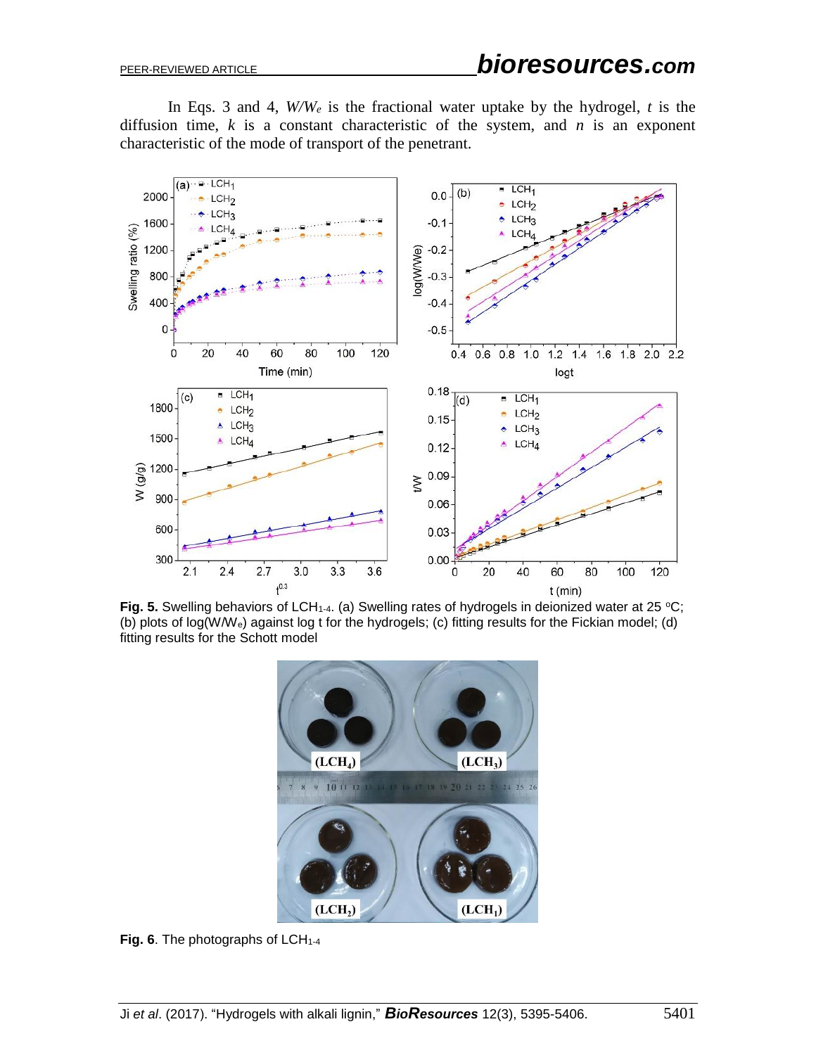In Eqs. 3 and 4, $W/W_e$ is the fractional water uptake by the hydrogel, $t$ is the diffusion time, $k$ is a constant characteristic of the system, and $n$ is an exponent characteristic of the mode of transport of the penetrant.

**Fig. 5.** Swelling behaviors of $LCH_{1\text{-}4}$. (a) Swelling rates of hydrogels in deionized water at 25 °C; (b) plots of $\log(W/W_e)$ against log t for the hydrogels; (c) fitting results for the Fickian model; (d) fitting results for the Schott model

**Fig. 6**. The photographs of $LCH_{1\text{-}4}$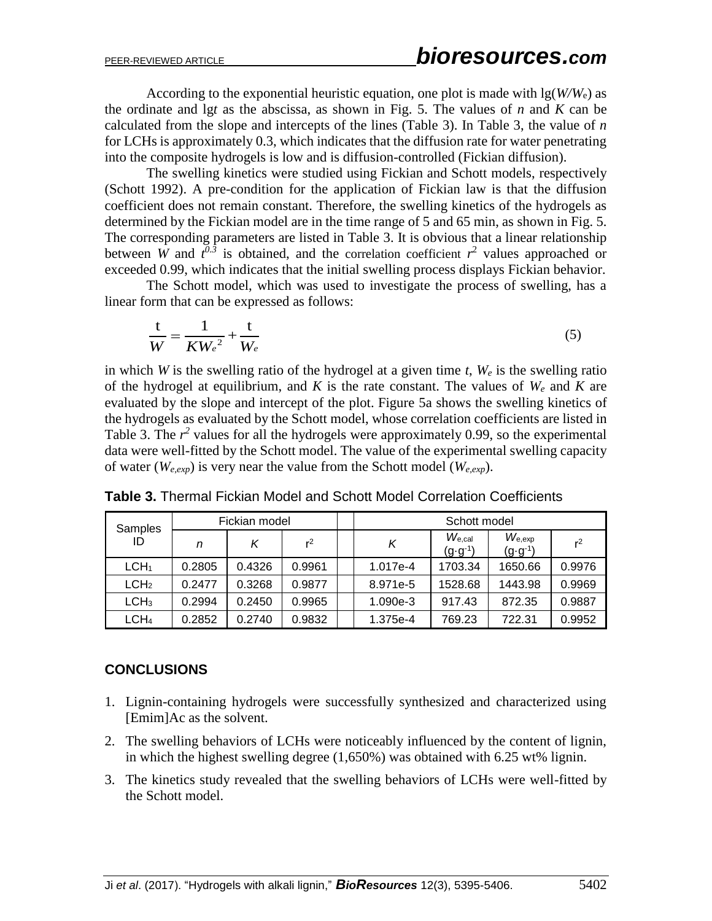According to the exponential heuristic equation, one plot is made with lg($W/W_e$) as the ordinate and lg$t$ as the abscissa, as shown in Fig. 5. The values of $n$ and $K$ can be calculated from the slope and intercepts of the lines (Table 3). In Table 3, the value of $n$ for LCHs is approximately 0.3, which indicates that the diffusion rate for water penetrating into the composite hydrogels is low and is diffusion-controlled (Fickian diffusion).

The swelling kinetics were studied using Fickian and Schott models, respectively (Schott 1992). A pre-condition for the application of Fickian law is that the diffusion coefficient does not remain constant. Therefore, the swelling kinetics of the hydrogels as determined by the Fickian model are in the time range of 5 and 65 min, as shown in Fig. 5. The corresponding parameters are listed in Table 3. It is obvious that a linear relationship between $W$ and $t^{0.3}$ is obtained, and the correlation coefficient $r^2$ values approached or exceeded 0.99, which indicates that the initial swelling process displays Fickian behavior.

The Schott model, which was used to investigate the process of swelling, has a linear form that can be expressed as follows:

$$\frac{t}{W} = \frac{1}{KW_e^{\,2}} + \frac{t}{W_e} \tag{5}$$

in which $W$ is the swelling ratio of the hydrogel at a given time $t$, $W_e$ is the swelling ratio of the hydrogel at equilibrium, and $K$ is the rate constant. The values of $W_e$ and $K$ are evaluated by the slope and intercept of the plot. Figure 5a shows the swelling kinetics of the hydrogels as evaluated by the Schott model, whose correlation coefficients are listed in Table 3. The $r^2$ values for all the hydrogels were approximately 0.99, so the experimental data were well-fitted by the Schott model. The value of the experimental swelling capacity of water ($W_{e,exp}$) is very near the value from the Schott model ($W_{e,exp}$).

**Table 3.** Thermal Fickian Model and Schott Model Correlation Coefficients

| Samples ID | Fickian model | | | | Schott model | | | |
|---|---|---|---|---|---|---|---|---|
| | $n$ | $K$ | $r^2$ | | $K$ | $W_{e,cal}$ ($g \cdot g^{-1}$) | $W_{e,exp}$ ($g \cdot g^{-1}$) | $r^2$ |
| $LCH_1$ | 0.2805 | 0.4326 | 0.9961 | | 1.017e-4 | 1703.34 | 1650.66 | 0.9976 |
| $LCH_2$ | 0.2477 | 0.3268 | 0.9877 | | 8.971e-5 | 1528.68 | 1443.98 | 0.9969 |
| $LCH_3$ | 0.2994 | 0.2450 | 0.9965 | | 1.090e-3 | 917.43 | 872.35 | 0.9887 |
| $LCH_4$ | 0.2852 | 0.2740 | 0.9832 | | 1.375e-4 | 769.23 | 722.31 | 0.9952 |

## CONCLUSIONS

1. Lignin-containing hydrogels were successfully synthesized and characterized using [Emim]Ac as the solvent.
2. The swelling behaviors of LCHs were noticeably influenced by the content of lignin, in which the highest swelling degree (1,650%) was obtained with 6.25 wt% lignin.
3. The kinetics study revealed that the swelling behaviors of LCHs were well-fitted by the Schott model.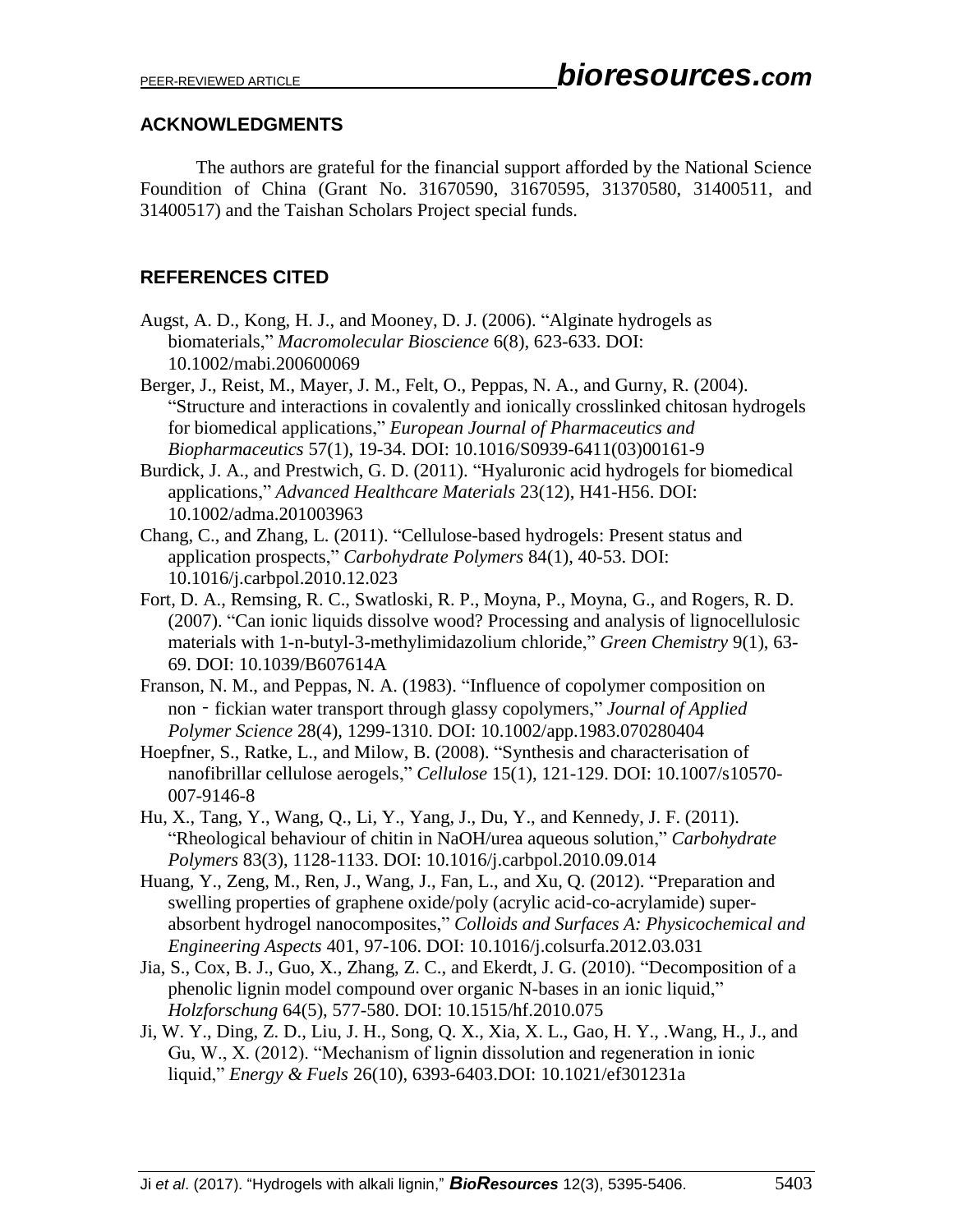## ACKNOWLEDGMENTS

The authors are grateful for the financial support afforded by the National Science Foundition of China (Grant No. 31670590, 31670595, 31370580, 31400511, and 31400517) and the Taishan Scholars Project special funds.

## REFERENCES CITED

Augst, A. D., Kong, H. J., and Mooney, D. J. (2006). "Alginate hydrogels as biomaterials," *Macromolecular Bioscience* 6(8), 623-633. DOI: 10.1002/mabi.200600069

Berger, J., Reist, M., Mayer, J. M., Felt, O., Peppas, N. A., and Gurny, R. (2004). "Structure and interactions in covalently and ionically crosslinked chitosan hydrogels for biomedical applications," *European Journal of Pharmaceutics and Biopharmaceutics* 57(1), 19-34. DOI: 10.1016/S0939-6411(03)00161-9

Burdick, J. A., and Prestwich, G. D. (2011). "Hyaluronic acid hydrogels for biomedical applications," *Advanced Healthcare Materials* 23(12), H41-H56. DOI: 10.1002/adma.201003963

Chang, C., and Zhang, L. (2011). "Cellulose-based hydrogels: Present status and application prospects," *Carbohydrate Polymers* 84(1), 40-53. DOI: 10.1016/j.carbpol.2010.12.023

Fort, D. A., Remsing, R. C., Swatloski, R. P., Moyna, P., Moyna, G., and Rogers, R. D. (2007). "Can ionic liquids dissolve wood? Processing and analysis of lignocellulosic materials with 1-n-butyl-3-methylimidazolium chloride," *Green Chemistry* 9(1), 63-69. DOI: 10.1039/B607614A

Franson, N. M., and Peppas, N. A. (1983). "Influence of copolymer composition on non‐fickian water transport through glassy copolymers," *Journal of Applied Polymer Science* 28(4), 1299-1310. DOI: 10.1002/app.1983.070280404

Hoepfner, S., Ratke, L., and Milow, B. (2008). "Synthesis and characterisation of nanofibrillar cellulose aerogels," *Cellulose* 15(1), 121-129. DOI: 10.1007/s10570-007-9146-8

Hu, X., Tang, Y., Wang, Q., Li, Y., Yang, J., Du, Y., and Kennedy, J. F. (2011). "Rheological behaviour of chitin in NaOH/urea aqueous solution," *Carbohydrate Polymers* 83(3), 1128-1133. DOI: 10.1016/j.carbpol.2010.09.014

Huang, Y., Zeng, M., Ren, J., Wang, J., Fan, L., and Xu, Q. (2012). "Preparation and swelling properties of graphene oxide/poly (acrylic acid-co-acrylamide) super-absorbent hydrogel nanocomposites," *Colloids and Surfaces A: Physicochemical and Engineering Aspects* 401, 97-106. DOI: 10.1016/j.colsurfa.2012.03.031

Jia, S., Cox, B. J., Guo, X., Zhang, Z. C., and Ekerdt, J. G. (2010). "Decomposition of a phenolic lignin model compound over organic N-bases in an ionic liquid," *Holzforschung* 64(5), 577-580. DOI: 10.1515/hf.2010.075

Ji, W. Y., Ding, Z. D., Liu, J. H., Song, Q. X., Xia, X. L., Gao, H. Y., .Wang, H., J., and Gu, W., X. (2012). "Mechanism of lignin dissolution and regeneration in ionic liquid," *Energy & Fuels* 26(10), 6393-6403.DOI: 10.1021/ef301231a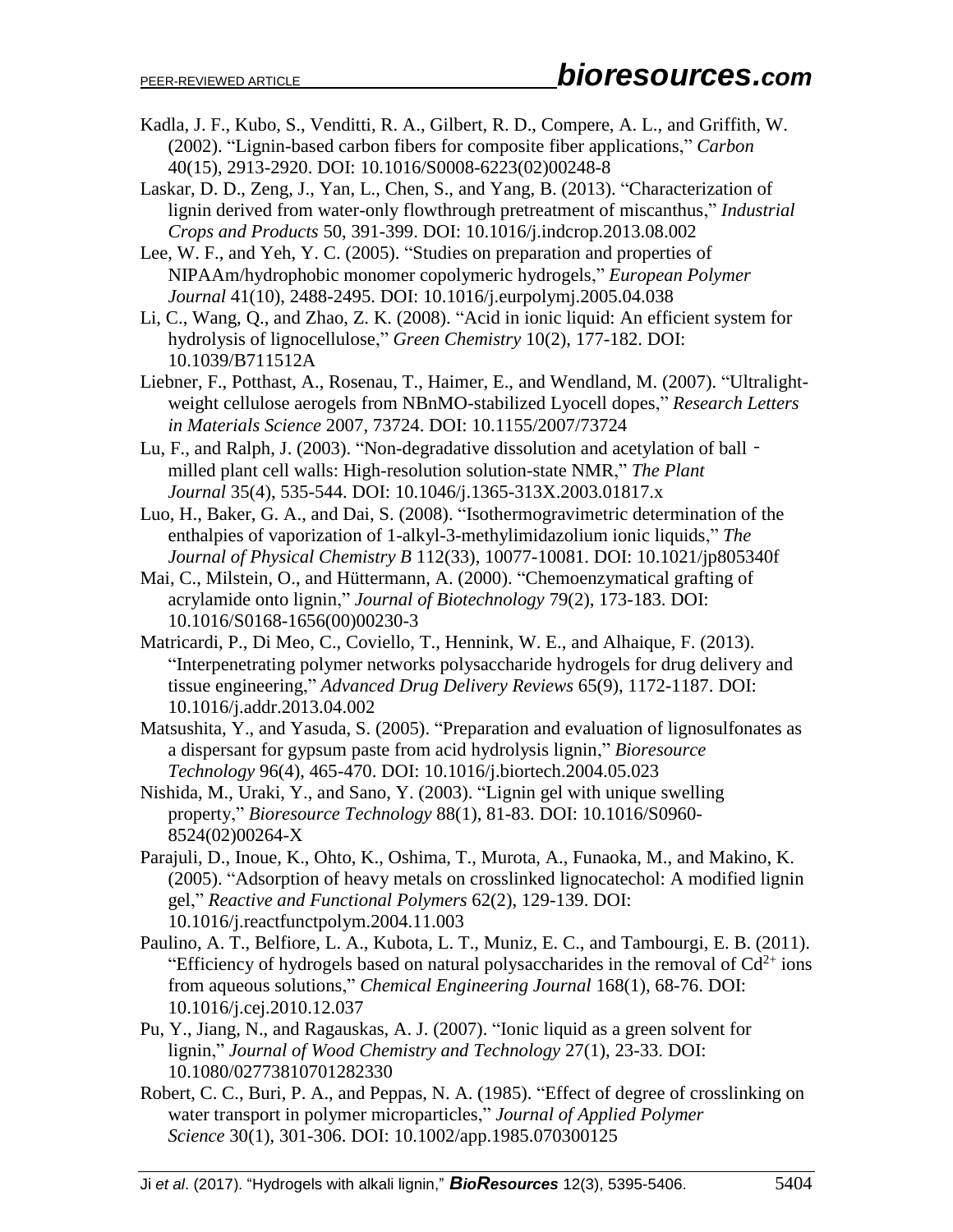Kadla, J. F., Kubo, S., Venditti, R. A., Gilbert, R. D., Compere, A. L., and Griffith, W. (2002). "Lignin-based carbon fibers for composite fiber applications," *Carbon* 40(15), 2913-2920. DOI: 10.1016/S0008-6223(02)00248-8

Laskar, D. D., Zeng, J., Yan, L., Chen, S., and Yang, B. (2013). "Characterization of lignin derived from water-only flowthrough pretreatment of miscanthus," *Industrial Crops and Products* 50, 391-399. DOI: 10.1016/j.indcrop.2013.08.002

Lee, W. F., and Yeh, Y. C. (2005). "Studies on preparation and properties of NIPAAm/hydrophobic monomer copolymeric hydrogels," *European Polymer Journal* 41(10), 2488-2495. DOI: 10.1016/j.eurpolymj.2005.04.038

Li, C., Wang, Q., and Zhao, Z. K. (2008). "Acid in ionic liquid: An efficient system for hydrolysis of lignocellulose," *Green Chemistry* 10(2), 177-182. DOI: 10.1039/B711512A

Liebner, F., Potthast, A., Rosenau, T., Haimer, E., and Wendland, M. (2007). "Ultralight-weight cellulose aerogels from NBnMO-stabilized Lyocell dopes," *Research Letters in Materials Science* 2007, 73724. DOI: 10.1155/2007/73724

Lu, F., and Ralph, J. (2003). "Non-degradative dissolution and acetylation of ball‐milled plant cell walls: High-resolution solution-state NMR," *The Plant Journal* 35(4), 535-544. DOI: 10.1046/j.1365-313X.2003.01817.x

Luo, H., Baker, G. A., and Dai, S. (2008). "Isothermogravimetric determination of the enthalpies of vaporization of 1-alkyl-3-methylimidazolium ionic liquids," *The Journal of Physical Chemistry B* 112(33), 10077-10081. DOI: 10.1021/jp805340f

Mai, C., Milstein, O., and Hüttermann, A. (2000). "Chemoenzymatical grafting of acrylamide onto lignin," *Journal of Biotechnology* 79(2), 173-183. DOI: 10.1016/S0168-1656(00)00230-3

Matricardi, P., Di Meo, C., Coviello, T., Hennink, W. E., and Alhaique, F. (2013). "Interpenetrating polymer networks polysaccharide hydrogels for drug delivery and tissue engineering," *Advanced Drug Delivery Reviews* 65(9), 1172-1187. DOI: 10.1016/j.addr.2013.04.002

Matsushita, Y., and Yasuda, S. (2005). "Preparation and evaluation of lignosulfonates as a dispersant for gypsum paste from acid hydrolysis lignin," *Bioresource Technology* 96(4), 465-470. DOI: 10.1016/j.biortech.2004.05.023

Nishida, M., Uraki, Y., and Sano, Y. (2003). "Lignin gel with unique swelling property," *Bioresource Technology* 88(1), 81-83. DOI: 10.1016/S0960-8524(02)00264-X

Parajuli, D., Inoue, K., Ohto, K., Oshima, T., Murota, A., Funaoka, M., and Makino, K. (2005). "Adsorption of heavy metals on crosslinked lignocatechol: A modified lignin gel," *Reactive and Functional Polymers* 62(2), 129-139. DOI: 10.1016/j.reactfunctpolym.2004.11.003

Paulino, A. T., Belfiore, L. A., Kubota, L. T., Muniz, E. C., and Tambourgi, E. B. (2011). "Efficiency of hydrogels based on natural polysaccharides in the removal of $Cd^{2+}$ ions from aqueous solutions," *Chemical Engineering Journal* 168(1), 68-76. DOI: 10.1016/j.cej.2010.12.037

Pu, Y., Jiang, N., and Ragauskas, A. J. (2007). "Ionic liquid as a green solvent for lignin," *Journal of Wood Chemistry and Technology* 27(1), 23-33. DOI: 10.1080/02773810701282330

Robert, C. C., Buri, P. A., and Peppas, N. A. (1985). "Effect of degree of crosslinking on water transport in polymer microparticles," *Journal of Applied Polymer Science* 30(1), 301-306. DOI: 10.1002/app.1985.070300125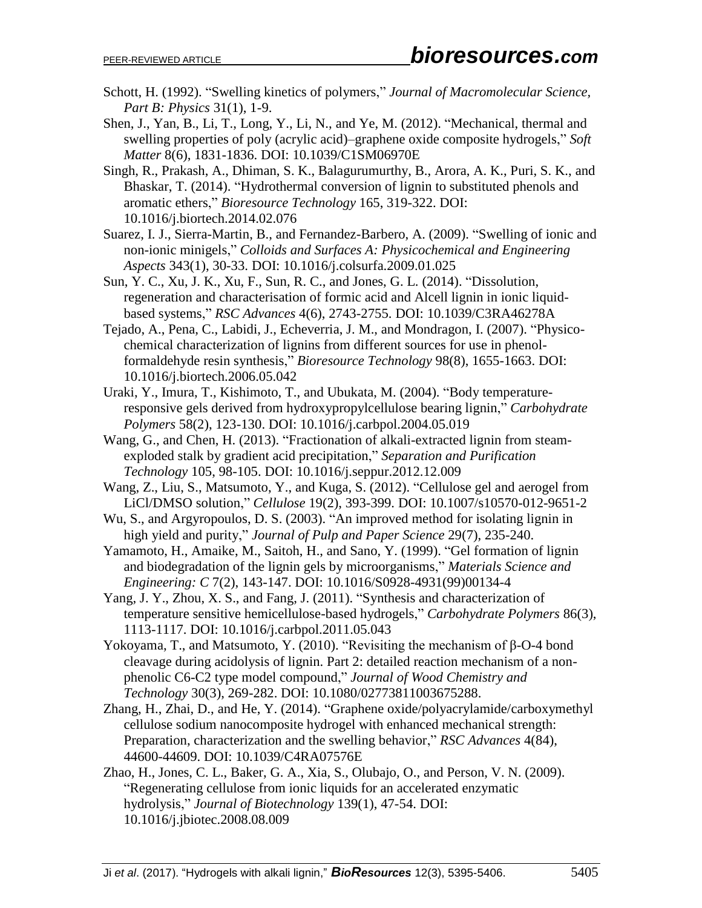Schott, H. (1992). "Swelling kinetics of polymers," *Journal of Macromolecular Science, Part B: Physics* 31(1), 1-9.

Shen, J., Yan, B., Li, T., Long, Y., Li, N., and Ye, M. (2012). "Mechanical, thermal and swelling properties of poly (acrylic acid)–graphene oxide composite hydrogels," *Soft Matter* 8(6), 1831-1836. DOI: 10.1039/C1SM06970E

Singh, R., Prakash, A., Dhiman, S. K., Balagurumurthy, B., Arora, A. K., Puri, S. K., and Bhaskar, T. (2014). "Hydrothermal conversion of lignin to substituted phenols and aromatic ethers," *Bioresource Technology* 165, 319-322. DOI: 10.1016/j.biortech.2014.02.076

Suarez, I. J., Sierra-Martin, B., and Fernandez-Barbero, A. (2009). "Swelling of ionic and non-ionic minigels," *Colloids and Surfaces A: Physicochemical and Engineering Aspects* 343(1), 30-33. DOI: 10.1016/j.colsurfa.2009.01.025

Sun, Y. C., Xu, J. K., Xu, F., Sun, R. C., and Jones, G. L. (2014). "Dissolution, regeneration and characterisation of formic acid and Alcell lignin in ionic liquid-based systems," *RSC Advances* 4(6), 2743-2755. DOI: 10.1039/C3RA46278A

Tejado, A., Pena, C., Labidi, J., Echeverria, J. M., and Mondragon, I. (2007). "Physico-chemical characterization of lignins from different sources for use in phenol-formaldehyde resin synthesis," *Bioresource Technology* 98(8), 1655-1663. DOI: 10.1016/j.biortech.2006.05.042

Uraki, Y., Imura, T., Kishimoto, T., and Ubukata, M. (2004). "Body temperature-responsive gels derived from hydroxypropylcellulose bearing lignin," *Carbohydrate Polymers* 58(2), 123-130. DOI: 10.1016/j.carbpol.2004.05.019

Wang, G., and Chen, H. (2013). "Fractionation of alkali-extracted lignin from steam-exploded stalk by gradient acid precipitation," *Separation and Purification Technology* 105, 98-105. DOI: 10.1016/j.seppur.2012.12.009

Wang, Z., Liu, S., Matsumoto, Y., and Kuga, S. (2012). "Cellulose gel and aerogel from LiCl/DMSO solution," *Cellulose* 19(2), 393-399. DOI: 10.1007/s10570-012-9651-2

Wu, S., and Argyropoulos, D. S. (2003). "An improved method for isolating lignin in high yield and purity," *Journal of Pulp and Paper Science* 29(7), 235-240.

Yamamoto, H., Amaike, M., Saitoh, H., and Sano, Y. (1999). "Gel formation of lignin and biodegradation of the lignin gels by microorganisms," *Materials Science and Engineering: C* 7(2), 143-147. DOI: 10.1016/S0928-4931(99)00134-4

Yang, J. Y., Zhou, X. S., and Fang, J. (2011). "Synthesis and characterization of temperature sensitive hemicellulose-based hydrogels," *Carbohydrate Polymers* 86(3), 1113-1117. DOI: 10.1016/j.carbpol.2011.05.043

Yokoyama, T., and Matsumoto, Y. (2010). "Revisiting the mechanism of β-O-4 bond cleavage during acidolysis of lignin. Part 2: detailed reaction mechanism of a non-phenolic C6-C2 type model compound," *Journal of Wood Chemistry and Technology* 30(3), 269-282. DOI: 10.1080/02773811003675288.

Zhang, H., Zhai, D., and He, Y. (2014). "Graphene oxide/polyacrylamide/carboxymethyl cellulose sodium nanocomposite hydrogel with enhanced mechanical strength: Preparation, characterization and the swelling behavior," *RSC Advances* 4(84), 44600-44609. DOI: 10.1039/C4RA07576E

Zhao, H., Jones, C. L., Baker, G. A., Xia, S., Olubajo, O., and Person, V. N. (2009). "Regenerating cellulose from ionic liquids for an accelerated enzymatic hydrolysis," *Journal of Biotechnology* 139(1), 47-54. DOI: 10.1016/j.jbiotec.2008.08.009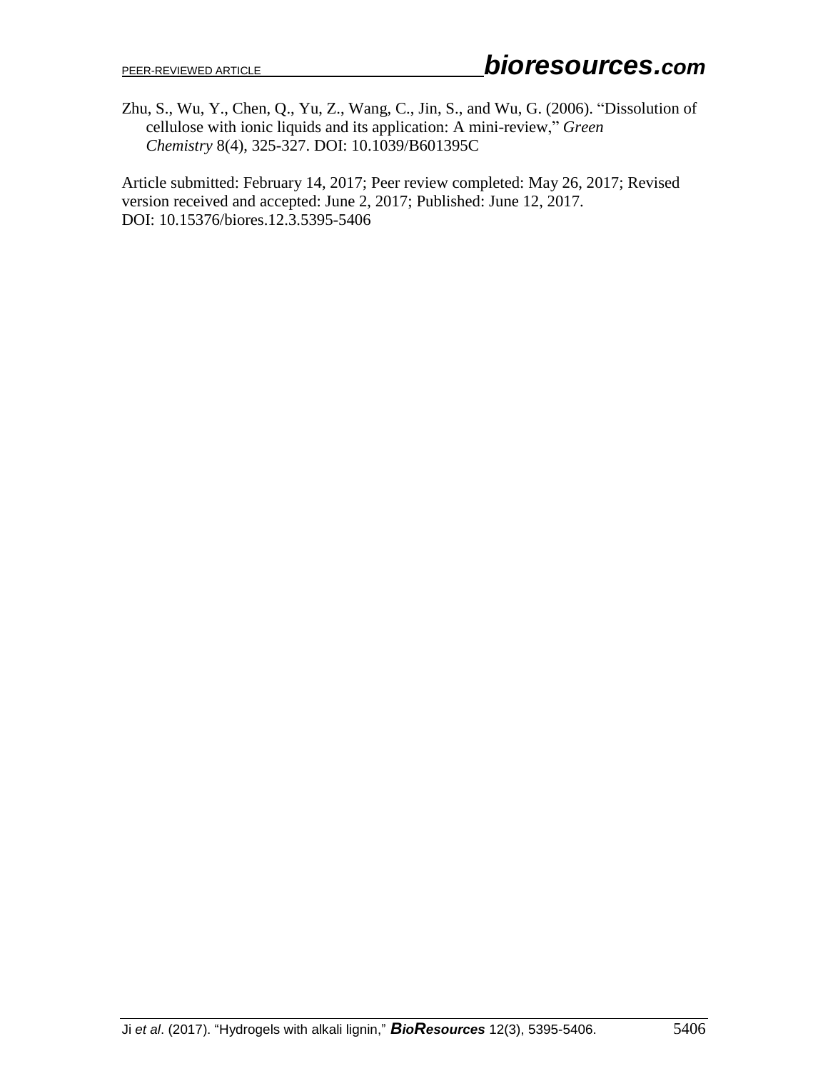Zhu, S., Wu, Y., Chen, Q., Yu, Z., Wang, C., Jin, S., and Wu, G. (2006). "Dissolution of cellulose with ionic liquids and its application: A mini-review," *Green Chemistry* 8(4), 325-327. DOI: 10.1039/B601395C

Article submitted: February 14, 2017; Peer review completed: May 26, 2017; Revised version received and accepted: June 2, 2017; Published: June 12, 2017.
DOI: 10.15376/biores.12.3.5395-5406